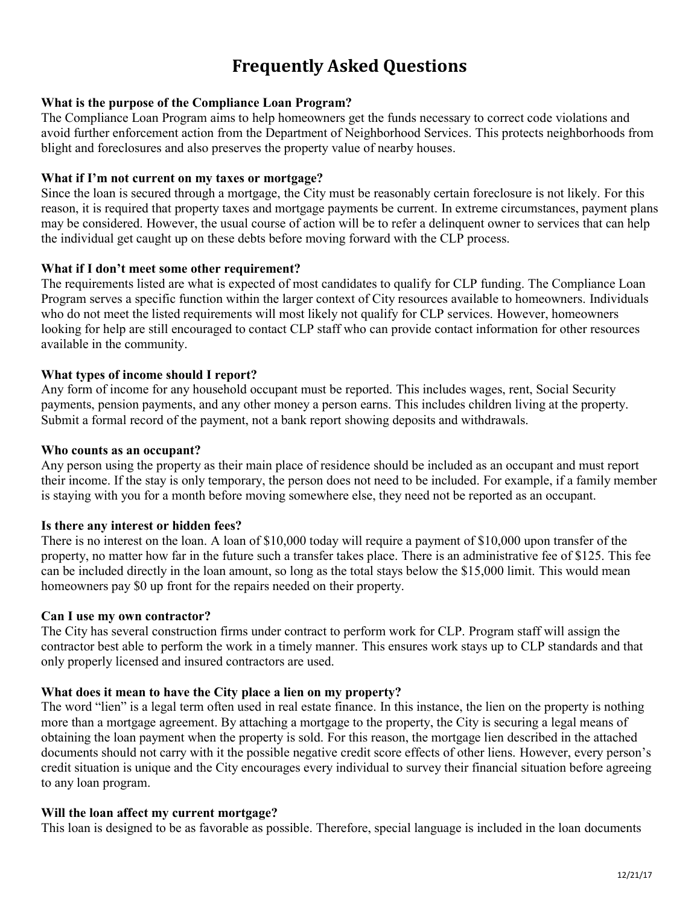# Frequently Asked Questions

**What is the purpose of the Compliance Loan Program?**
The Compliance Loan Program aims to help homeowners get the funds necessary to correct code violations and avoid further enforcement action from the Department of Neighborhood Services. This protects neighborhoods from blight and foreclosures and also preserves the property value of nearby houses.

**What if I'm not current on my taxes or mortgage?**
Since the loan is secured through a mortgage, the City must be reasonably certain foreclosure is not likely. For this reason, it is required that property taxes and mortgage payments be current. In extreme circumstances, payment plans may be considered. However, the usual course of action will be to refer a delinquent owner to services that can help the individual get caught up on these debts before moving forward with the CLP process.

**What if I don't meet some other requirement?**
The requirements listed are what is expected of most candidates to qualify for CLP funding. The Compliance Loan Program serves a specific function within the larger context of City resources available to homeowners. Individuals who do not meet the listed requirements will most likely not qualify for CLP services. However, homeowners looking for help are still encouraged to contact CLP staff who can provide contact information for other resources available in the community.

**What types of income should I report?**
Any form of income for any household occupant must be reported. This includes wages, rent, Social Security payments, pension payments, and any other money a person earns. This includes children living at the property. Submit a formal record of the payment, not a bank report showing deposits and withdrawals.

**Who counts as an occupant?**
Any person using the property as their main place of residence should be included as an occupant and must report their income. If the stay is only temporary, the person does not need to be included. For example, if a family member is staying with you for a month before moving somewhere else, they need not be reported as an occupant.

**Is there any interest or hidden fees?**
There is no interest on the loan. A loan of $10,000 today will require a payment of $10,000 upon transfer of the property, no matter how far in the future such a transfer takes place. There is an administrative fee of $125. This fee can be included directly in the loan amount, so long as the total stays below the $15,000 limit. This would mean homeowners pay $0 up front for the repairs needed on their property.

**Can I use my own contractor?**
The City has several construction firms under contract to perform work for CLP. Program staff will assign the contractor best able to perform the work in a timely manner. This ensures work stays up to CLP standards and that only properly licensed and insured contractors are used.

**What does it mean to have the City place a lien on my property?**
The word "lien" is a legal term often used in real estate finance. In this instance, the lien on the property is nothing more than a mortgage agreement. By attaching a mortgage to the property, the City is securing a legal means of obtaining the loan payment when the property is sold. For this reason, the mortgage lien described in the attached documents should not carry with it the possible negative credit score effects of other liens. However, every person's credit situation is unique and the City encourages every individual to survey their financial situation before agreeing to any loan program.

**Will the loan affect my current mortgage?**
This loan is designed to be as favorable as possible. Therefore, special language is included in the loan documents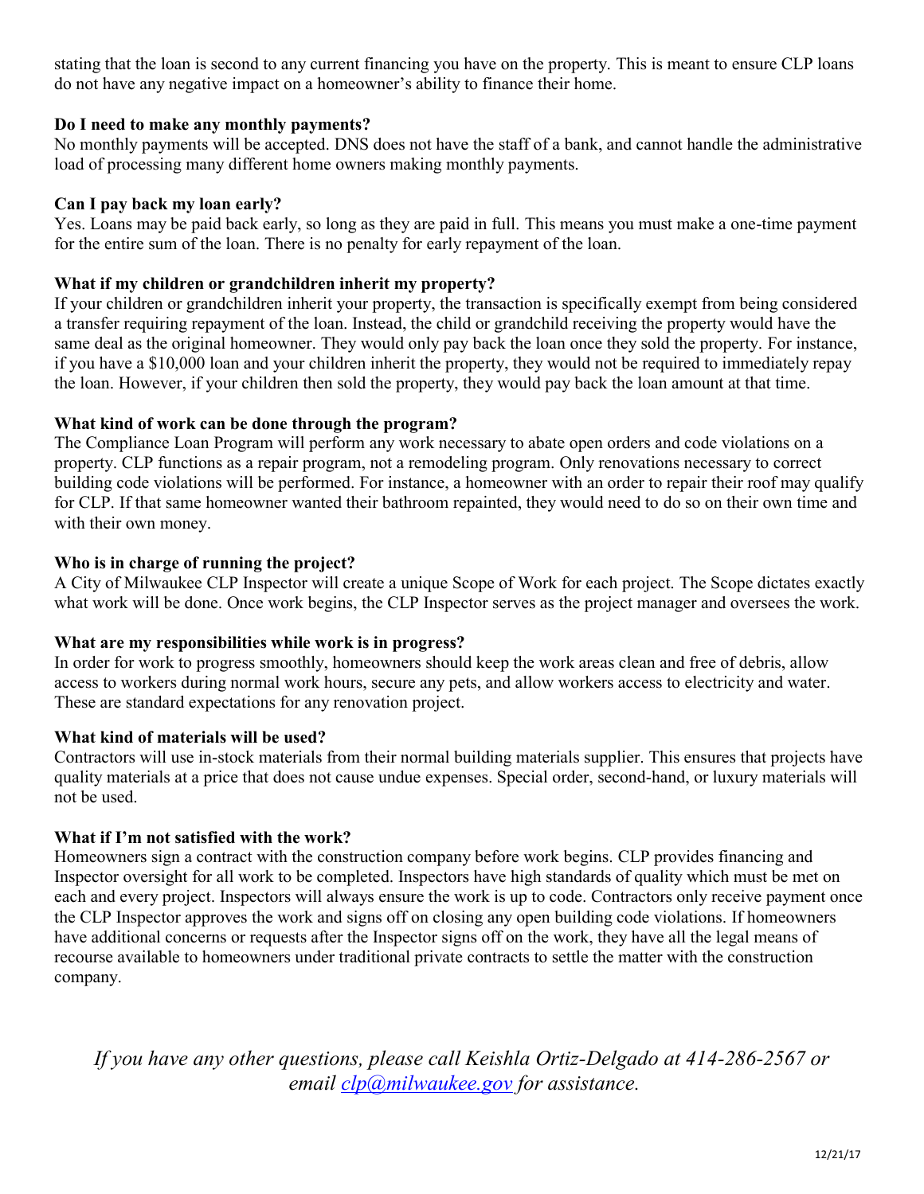stating that the loan is second to any current financing you have on the property. This is meant to ensure CLP loans do not have any negative impact on a homeowner's ability to finance their home.

**Do I need to make any monthly payments?**

No monthly payments will be accepted. DNS does not have the staff of a bank, and cannot handle the administrative load of processing many different home owners making monthly payments.

**Can I pay back my loan early?**

Yes. Loans may be paid back early, so long as they are paid in full. This means you must make a one-time payment for the entire sum of the loan. There is no penalty for early repayment of the loan.

**What if my children or grandchildren inherit my property?**

If your children or grandchildren inherit your property, the transaction is specifically exempt from being considered a transfer requiring repayment of the loan. Instead, the child or grandchild receiving the property would have the same deal as the original homeowner. They would only pay back the loan once they sold the property. For instance, if you have a $10,000 loan and your children inherit the property, they would not be required to immediately repay the loan. However, if your children then sold the property, they would pay back the loan amount at that time.

**What kind of work can be done through the program?**

The Compliance Loan Program will perform any work necessary to abate open orders and code violations on a property. CLP functions as a repair program, not a remodeling program. Only renovations necessary to correct building code violations will be performed. For instance, a homeowner with an order to repair their roof may qualify for CLP. If that same homeowner wanted their bathroom repainted, they would need to do so on their own time and with their own money.

**Who is in charge of running the project?**

A City of Milwaukee CLP Inspector will create a unique Scope of Work for each project. The Scope dictates exactly what work will be done. Once work begins, the CLP Inspector serves as the project manager and oversees the work.

**What are my responsibilities while work is in progress?**

In order for work to progress smoothly, homeowners should keep the work areas clean and free of debris, allow access to workers during normal work hours, secure any pets, and allow workers access to electricity and water. These are standard expectations for any renovation project.

**What kind of materials will be used?**

Contractors will use in-stock materials from their normal building materials supplier. This ensures that projects have quality materials at a price that does not cause undue expenses. Special order, second-hand, or luxury materials will not be used.

**What if I'm not satisfied with the work?**

Homeowners sign a contract with the construction company before work begins. CLP provides financing and Inspector oversight for all work to be completed. Inspectors have high standards of quality which must be met on each and every project. Inspectors will always ensure the work is up to code. Contractors only receive payment once the CLP Inspector approves the work and signs off on closing any open building code violations. If homeowners have additional concerns or requests after the Inspector signs off on the work, they have all the legal means of recourse available to homeowners under traditional private contracts to settle the matter with the construction company.

*If you have any other questions, please call Keishla Ortiz-Delgado at 414-286-2567 or email [clp@milwaukee.gov](mailto:clp@milwaukee.gov) for assistance.*

12/21/17